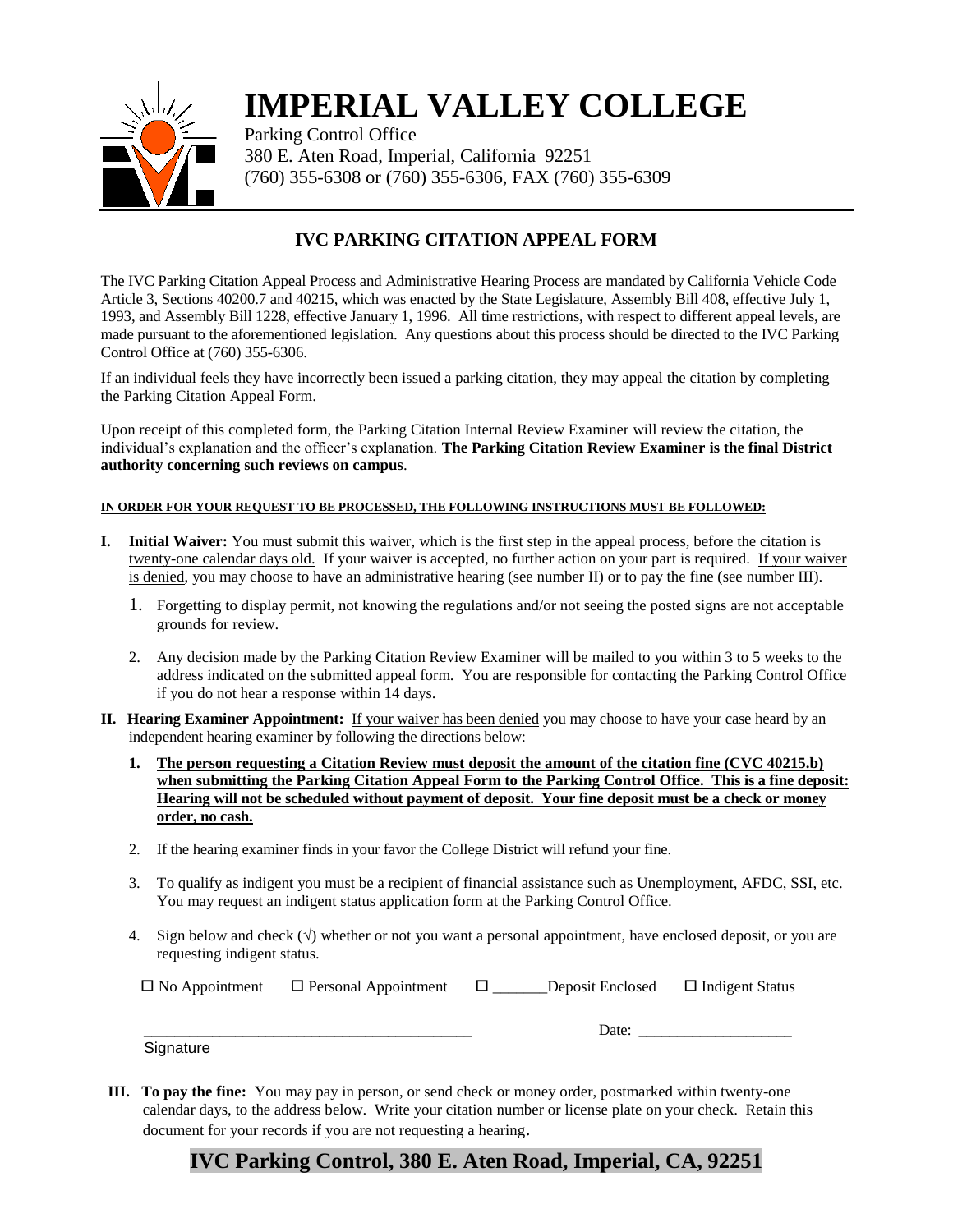# IMPERIAL VALLEY COLLEGE

Parking Control Office
380 E. Aten Road, Imperial, California 92251
(760) 355-6308 or (760) 355-6306, FAX (760) 355-6309

## IVC PARKING CITATION APPEAL FORM

The IVC Parking Citation Appeal Process and Administrative Hearing Process are mandated by California Vehicle Code Article 3, Sections 40200.7 and 40215, which was enacted by the State Legislature, Assembly Bill 408, effective July 1, 1993, and Assembly Bill 1228, effective January 1, 1996. All time restrictions, with respect to different appeal levels, are made pursuant to the aforementioned legislation. Any questions about this process should be directed to the IVC Parking Control Office at (760) 355-6306.

If an individual feels they have incorrectly been issued a parking citation, they may appeal the citation by completing the Parking Citation Appeal Form.

Upon receipt of this completed form, the Parking Citation Internal Review Examiner will review the citation, the individual's explanation and the officer's explanation. **The Parking Citation Review Examiner is the final District authority concerning such reviews on campus**.

**IN ORDER FOR YOUR REQUEST TO BE PROCESSED, THE FOLLOWING INSTRUCTIONS MUST BE FOLLOWED:**

**I. Initial Waiver:** You must submit this waiver, which is the first step in the appeal process, before the citation is twenty-one calendar days old. If your waiver is accepted, no further action on your part is required. If your waiver is denied, you may choose to have an administrative hearing (see number II) or to pay the fine (see number III).

1. Forgetting to display permit, not knowing the regulations and/or not seeing the posted signs are not acceptable grounds for review.
2. Any decision made by the Parking Citation Review Examiner will be mailed to you within 3 to 5 weeks to the address indicated on the submitted appeal form. You are responsible for contacting the Parking Control Office if you do not hear a response within 14 days.

**II. Hearing Examiner Appointment:** If your waiver has been denied you may choose to have your case heard by an independent hearing examiner by following the directions below:

1. **The person requesting a Citation Review must deposit the amount of the citation fine (CVC 40215.b) when submitting the Parking Citation Appeal Form to the Parking Control Office. This is a fine deposit: Hearing will not be scheduled without payment of deposit. Your fine deposit must be a check or money order, no cash.**
2. If the hearing examiner finds in your favor the College District will refund your fine.
3. To qualify as indigent you must be a recipient of financial assistance such as Unemployment, AFDC, SSI, etc. You may request an indigent status application form at the Parking Control Office.
4. Sign below and check (√) whether or not you want a personal appointment, have enclosed deposit, or you are requesting indigent status.

☐ No Appointment ☐ Personal Appointment ☐ _______Deposit Enclosed ☐ Indigent Status

___________________________________________ Date: ____________________
Signature

**III. To pay the fine:** You may pay in person, or send check or money order, postmarked within twenty-one calendar days, to the address below. Write your citation number or license plate on your check. Retain this document for your records if you are not requesting a hearing.

**IVC Parking Control, 380 E. Aten Road, Imperial, CA, 92251**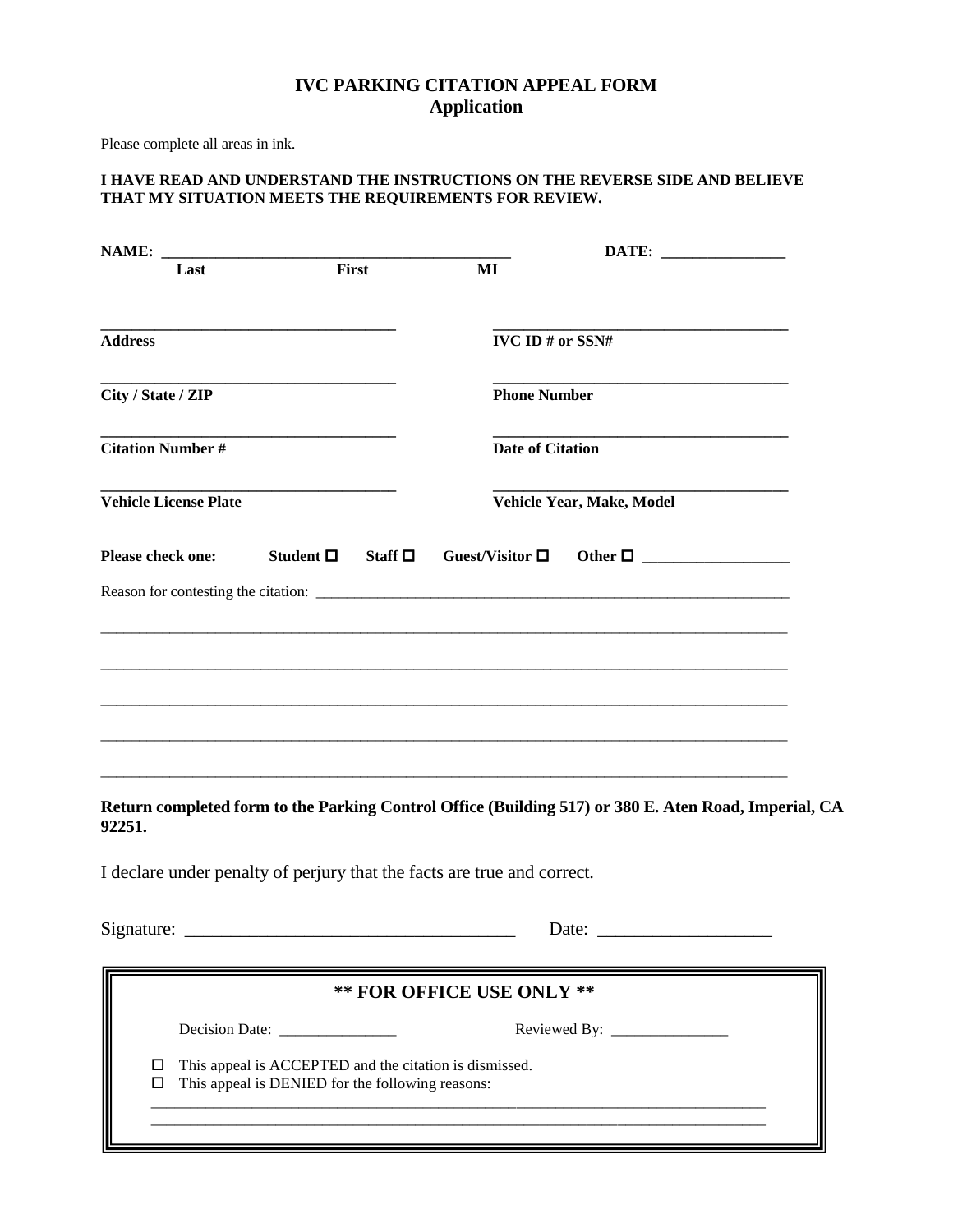# IVC PARKING CITATION APPEAL FORM
## Application

Please complete all areas in ink.

**I HAVE READ AND UNDERSTAND THE INSTRUCTIONS ON THE REVERSE SIDE AND BELIEVE THAT MY SITUATION MEETS THE REQUIREMENTS FOR REVIEW.**

**NAME:** ____________________________________________ **DATE:** ________________
**Last** **First** **MI**

| | |
|---|---|
| ______________________________________ | ______________________________________ |
| **Address** | **IVC ID # or SSN#** |
| ______________________________________ | ______________________________________ |
| **City / State / ZIP** | **Phone Number** |
| ______________________________________ | ______________________________________ |
| **Citation Number #** | **Date of Citation** |
| ______________________________________ | ______________________________________ |
| **Vehicle License Plate** | **Vehicle Year, Make, Model** |

**Please check one:** **Student** ☐ **Staff** ☐ **Guest/Visitor** ☐ **Other** ☐ __________________

Reason for contesting the citation: ___________________________________________________________

______________________________________________________________________________________

______________________________________________________________________________________

______________________________________________________________________________________

______________________________________________________________________________________

______________________________________________________________________________________

**Return completed form to the Parking Control Office (Building 517) or 380 E. Aten Road, Imperial, CA 92251.**

I declare under penalty of perjury that the facts are true and correct.

Signature: ___________________________________ Date: ___________________

**** FOR OFFICE USE ONLY ****

Decision Date: _______________ Reviewed By: _______________

☐ This appeal is ACCEPTED and the citation is dismissed.
☐ This appeal is DENIED for the following reasons:

______________________________________________________________________________

______________________________________________________________________________